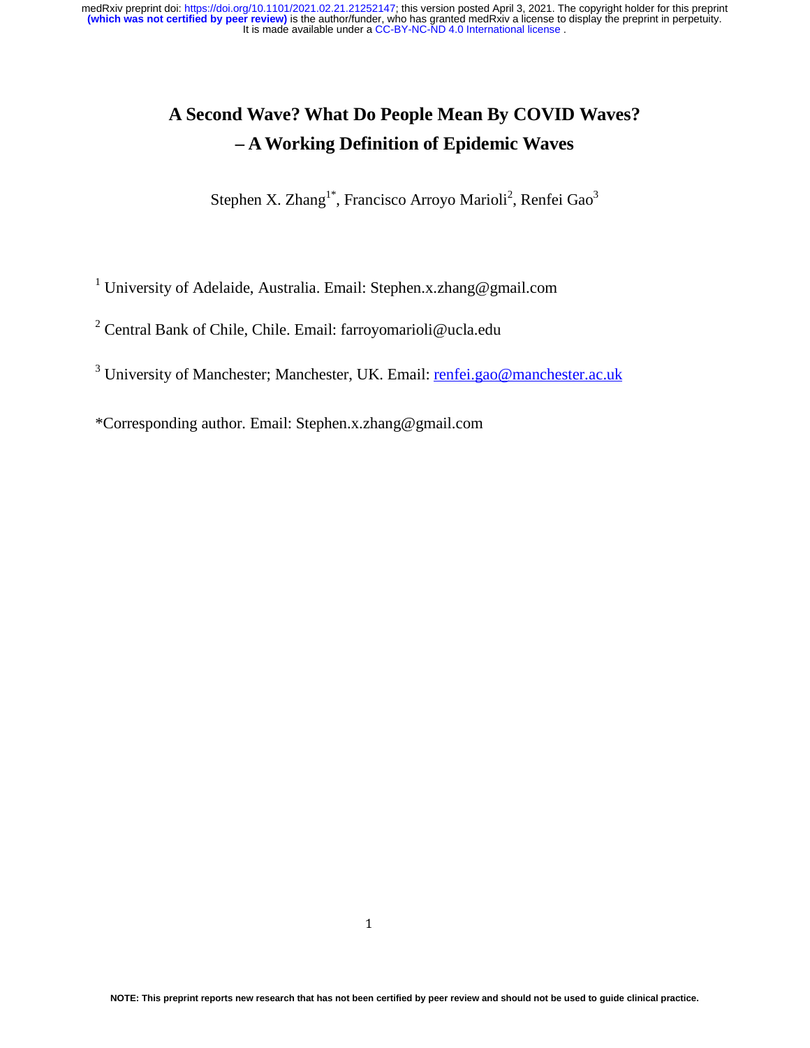# A Second Wave? What Do People Mean By COVID Waves? – A Working Definition of Epidemic Waves

Stephen X. Zhang[1*], Francisco Arroyo Marioli[2], Renfei Gao[3]

[1] University of Adelaide, Australia. Email: Stephen.x.zhang@gmail.com

[2] Central Bank of Chile, Chile. Email: farroyomarioli@ucla.edu

[3] University of Manchester; Manchester, UK. Email: renfei.gao@manchester.ac.uk

*Corresponding author. Email: Stephen.x.zhang@gmail.com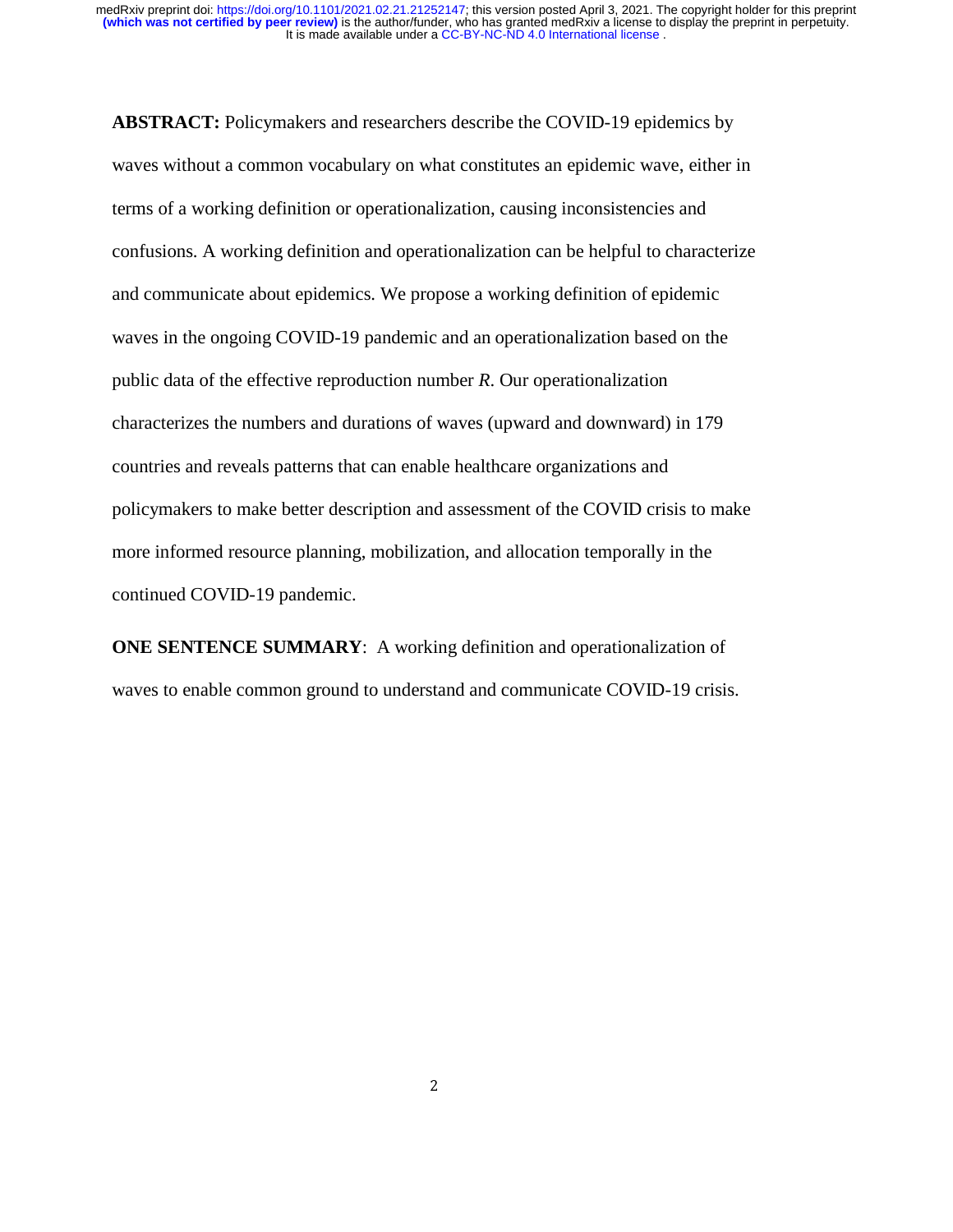**ABSTRACT:** Policymakers and researchers describe the COVID-19 epidemics by waves without a common vocabulary on what constitutes an epidemic wave, either in terms of a working definition or operationalization, causing inconsistencies and confusions. A working definition and operationalization can be helpful to characterize and communicate about epidemics. We propose a working definition of epidemic waves in the ongoing COVID-19 pandemic and an operationalization based on the public data of the effective reproduction number $R$. Our operationalization characterizes the numbers and durations of waves (upward and downward) in 179 countries and reveals patterns that can enable healthcare organizations and policymakers to make better description and assessment of the COVID crisis to make more informed resource planning, mobilization, and allocation temporally in the continued COVID-19 pandemic.

**ONE SENTENCE SUMMARY**: A working definition and operationalization of waves to enable common ground to understand and communicate COVID-19 crisis.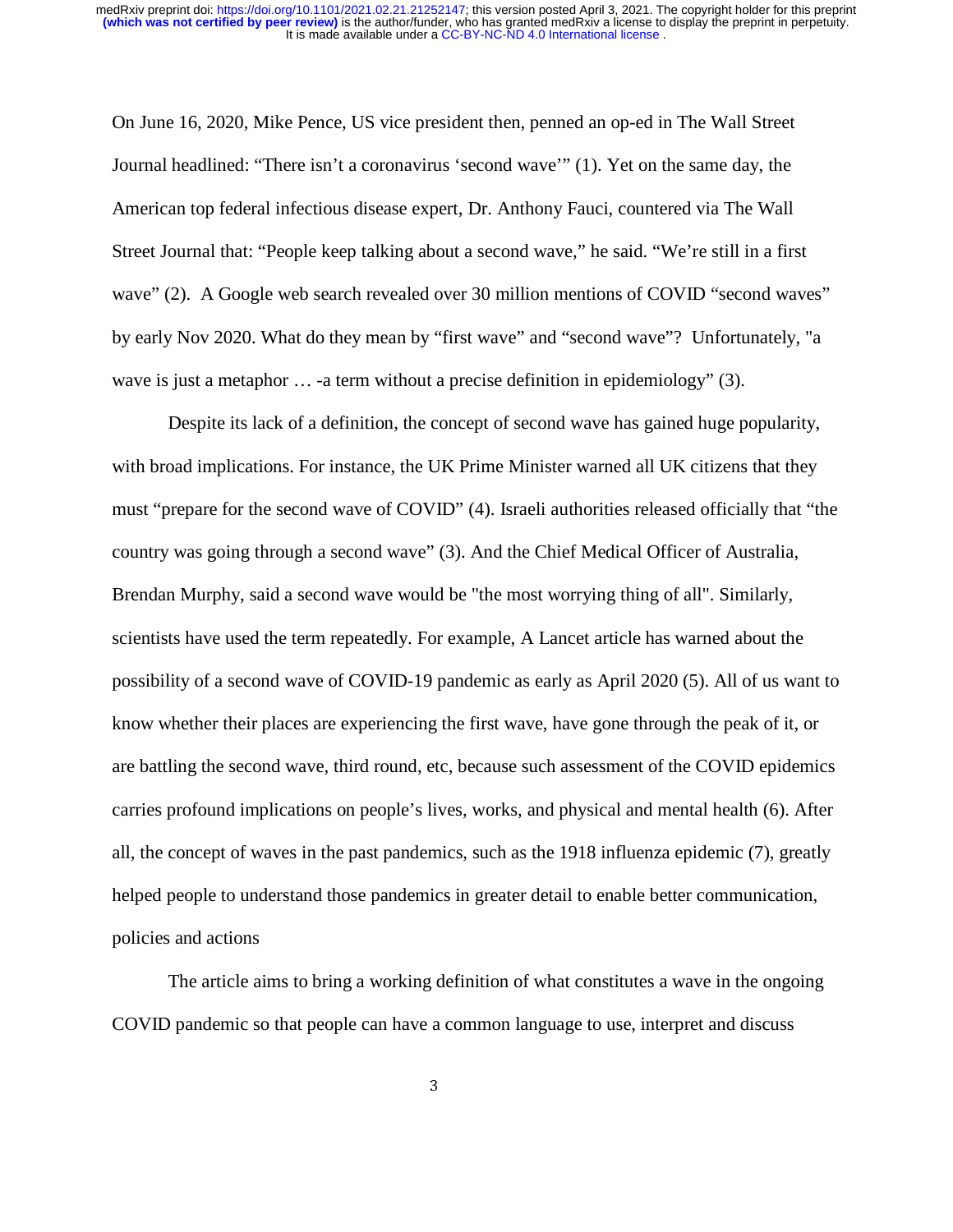On June 16, 2020, Mike Pence, US vice president then, penned an op-ed in The Wall Street Journal headlined: "There isn't a coronavirus 'second wave'" (1). Yet on the same day, the American top federal infectious disease expert, Dr. Anthony Fauci, countered via The Wall Street Journal that: "People keep talking about a second wave," he said. "We're still in a first wave" (2). A Google web search revealed over 30 million mentions of COVID "second waves" by early Nov 2020. What do they mean by "first wave" and "second wave"? Unfortunately, "a wave is just a metaphor … -a term without a precise definition in epidemiology" (3).

Despite its lack of a definition, the concept of second wave has gained huge popularity, with broad implications. For instance, the UK Prime Minister warned all UK citizens that they must "prepare for the second wave of COVID" (4). Israeli authorities released officially that "the country was going through a second wave" (3). And the Chief Medical Officer of Australia, Brendan Murphy, said a second wave would be "the most worrying thing of all". Similarly, scientists have used the term repeatedly. For example, A Lancet article has warned about the possibility of a second wave of COVID-19 pandemic as early as April 2020 (5). All of us want to know whether their places are experiencing the first wave, have gone through the peak of it, or are battling the second wave, third round, etc, because such assessment of the COVID epidemics carries profound implications on people's lives, works, and physical and mental health (6). After all, the concept of waves in the past pandemics, such as the 1918 influenza epidemic (7), greatly helped people to understand those pandemics in greater detail to enable better communication, policies and actions

The article aims to bring a working definition of what constitutes a wave in the ongoing COVID pandemic so that people can have a common language to use, interpret and discuss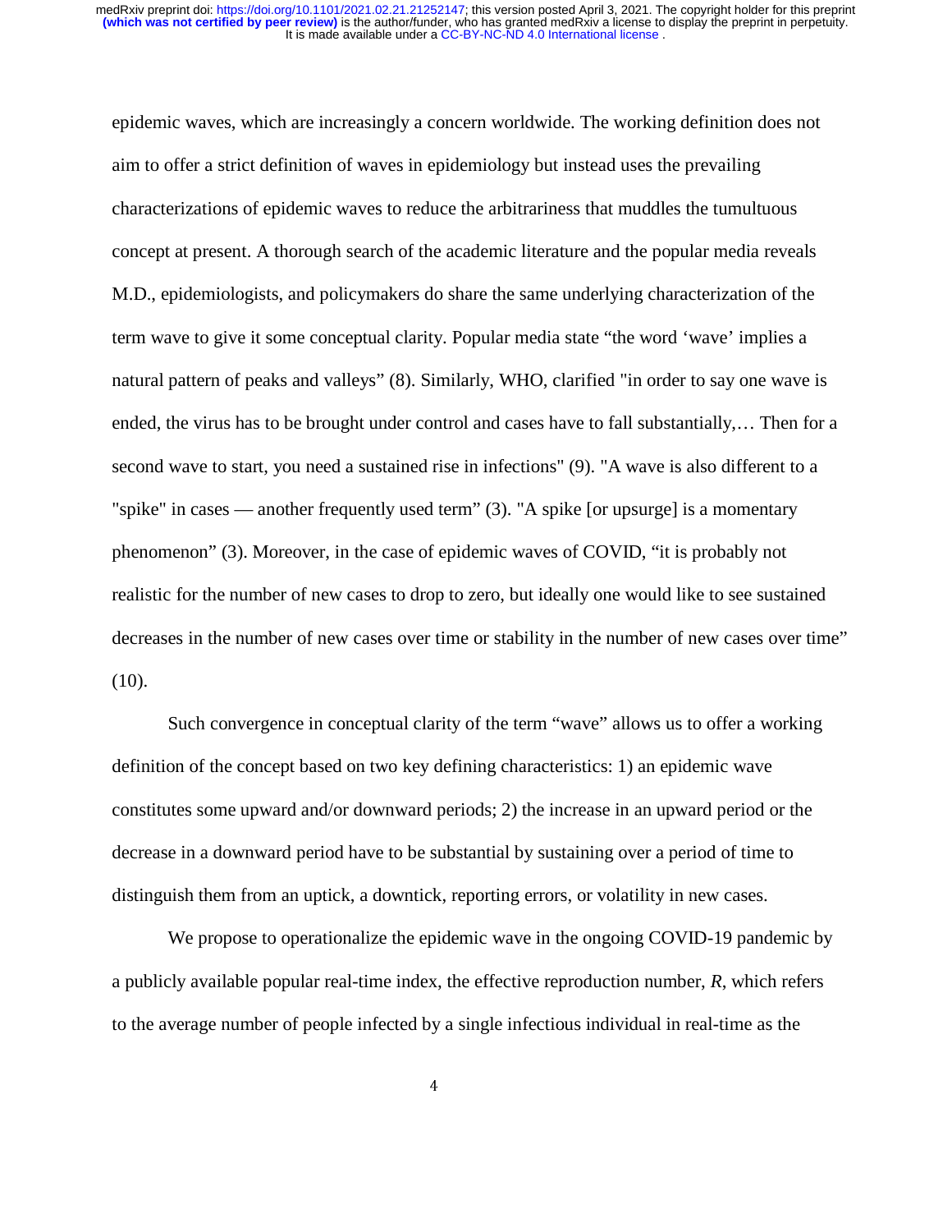epidemic waves, which are increasingly a concern worldwide. The working definition does not aim to offer a strict definition of waves in epidemiology but instead uses the prevailing characterizations of epidemic waves to reduce the arbitrariness that muddles the tumultuous concept at present. A thorough search of the academic literature and the popular media reveals M.D., epidemiologists, and policymakers do share the same underlying characterization of the term wave to give it some conceptual clarity. Popular media state "the word 'wave' implies a natural pattern of peaks and valleys" (8). Similarly, WHO, clarified "in order to say one wave is ended, the virus has to be brought under control and cases have to fall substantially,… Then for a second wave to start, you need a sustained rise in infections" (9). "A wave is also different to a "spike" in cases — another frequently used term" (3). "A spike [or upsurge] is a momentary phenomenon" (3). Moreover, in the case of epidemic waves of COVID, "it is probably not realistic for the number of new cases to drop to zero, but ideally one would like to see sustained decreases in the number of new cases over time or stability in the number of new cases over time" (10).

Such convergence in conceptual clarity of the term "wave" allows us to offer a working definition of the concept based on two key defining characteristics: 1) an epidemic wave constitutes some upward and/or downward periods; 2) the increase in an upward period or the decrease in a downward period have to be substantial by sustaining over a period of time to distinguish them from an uptick, a downtick, reporting errors, or volatility in new cases.

We propose to operationalize the epidemic wave in the ongoing COVID-19 pandemic by a publicly available popular real-time index, the effective reproduction number, *R*, which refers to the average number of people infected by a single infectious individual in real-time as the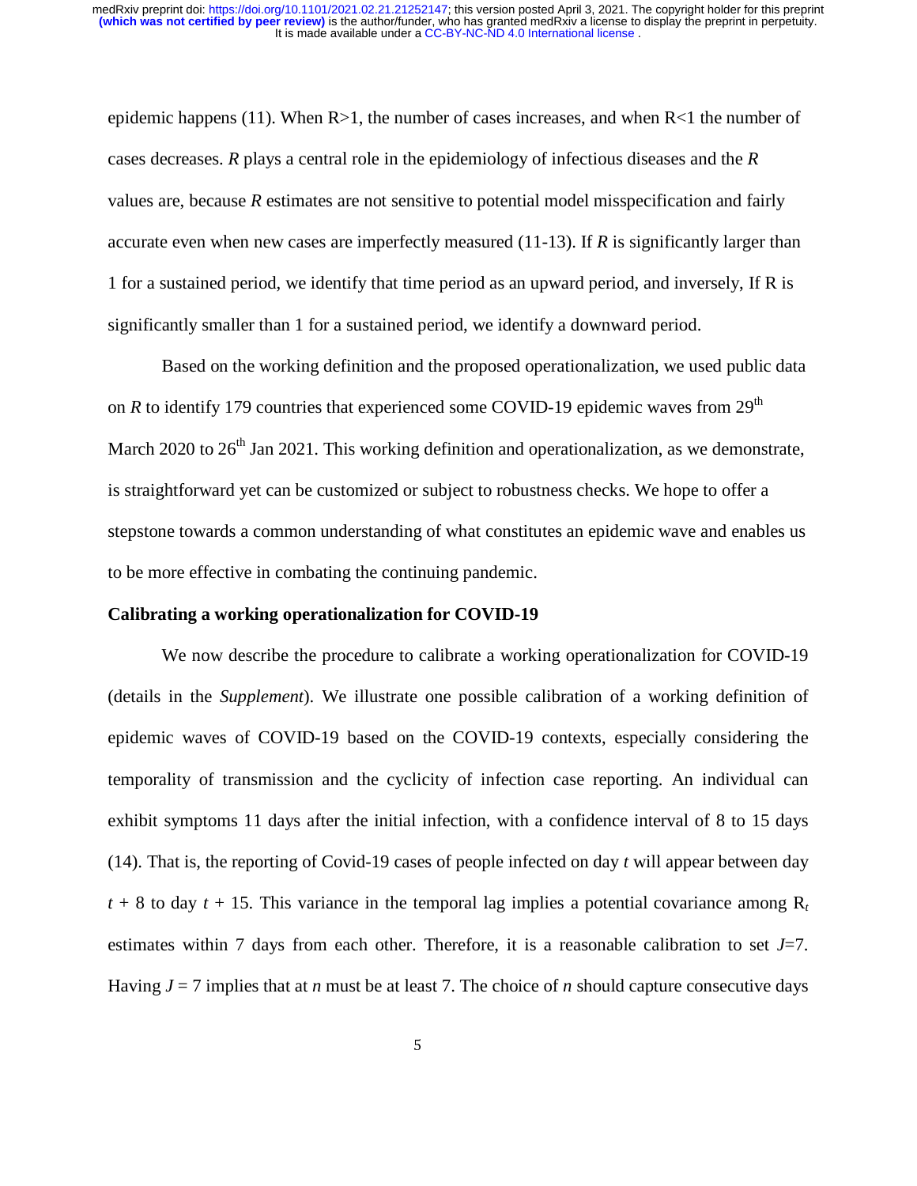epidemic happens (11). When R>1, the number of cases increases, and when R<1 the number of cases decreases. *R* plays a central role in the epidemiology of infectious diseases and the *R* values are, because *R* estimates are not sensitive to potential model misspecification and fairly accurate even when new cases are imperfectly measured (11-13). If *R* is significantly larger than 1 for a sustained period, we identify that time period as an upward period, and inversely, If R is significantly smaller than 1 for a sustained period, we identify a downward period.

Based on the working definition and the proposed operationalization, we used public data on *R* to identify 179 countries that experienced some COVID-19 epidemic waves from 29th March 2020 to 26th Jan 2021. This working definition and operationalization, as we demonstrate, is straightforward yet can be customized or subject to robustness checks. We hope to offer a stepstone towards a common understanding of what constitutes an epidemic wave and enables us to be more effective in combating the continuing pandemic.

**Calibrating a working operationalization for COVID-19**

We now describe the procedure to calibrate a working operationalization for COVID-19 (details in the *Supplement*). We illustrate one possible calibration of a working definition of epidemic waves of COVID-19 based on the COVID-19 contexts, especially considering the temporality of transmission and the cyclicity of infection case reporting. An individual can exhibit symptoms 11 days after the initial infection, with a confidence interval of 8 to 15 days (14). That is, the reporting of Covid-19 cases of people infected on day $t$ will appear between day $t + 8$ to day $t + 15$. This variance in the temporal lag implies a potential covariance among $R_t$ estimates within 7 days from each other. Therefore, it is a reasonable calibration to set $J$=7. Having $J = 7$ implies that at $n$ must be at least 7. The choice of $n$ should capture consecutive days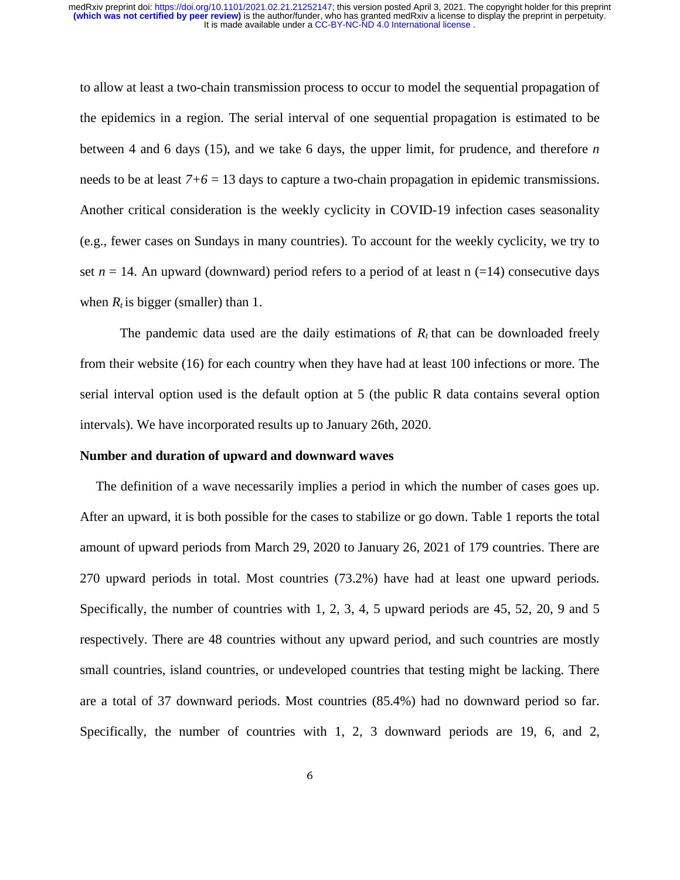to allow at least a two-chain transmission process to occur to model the sequential propagation of the epidemics in a region. The serial interval of one sequential propagation is estimated to be between 4 and 6 days (15), and we take 6 days, the upper limit, for prudence, and therefore $n$ needs to be at least $7+6$ = 13 days to capture a two-chain propagation in epidemic transmissions. Another critical consideration is the weekly cyclicity in COVID-19 infection cases seasonality (e.g., fewer cases on Sundays in many countries). To account for the weekly cyclicity, we try to set $n$ = 14. An upward (downward) period refers to a period of at least n (=14) consecutive days when $R_t$ is bigger (smaller) than 1.

The pandemic data used are the daily estimations of $R_t$ that can be downloaded freely from their website (16) for each country when they have had at least 100 infections or more. The serial interval option used is the default option at 5 (the public R data contains several option intervals). We have incorporated results up to January 26th, 2020.

**Number and duration of upward and downward waves**

The definition of a wave necessarily implies a period in which the number of cases goes up. After an upward, it is both possible for the cases to stabilize or go down. Table 1 reports the total amount of upward periods from March 29, 2020 to January 26, 2021 of 179 countries. There are 270 upward periods in total. Most countries (73.2%) have had at least one upward periods. Specifically, the number of countries with 1, 2, 3, 4, 5 upward periods are 45, 52, 20, 9 and 5 respectively. There are 48 countries without any upward period, and such countries are mostly small countries, island countries, or undeveloped countries that testing might be lacking. There are a total of 37 downward periods. Most countries (85.4%) had no downward period so far. Specifically, the number of countries with 1, 2, 3 downward periods are 19, 6, and 2,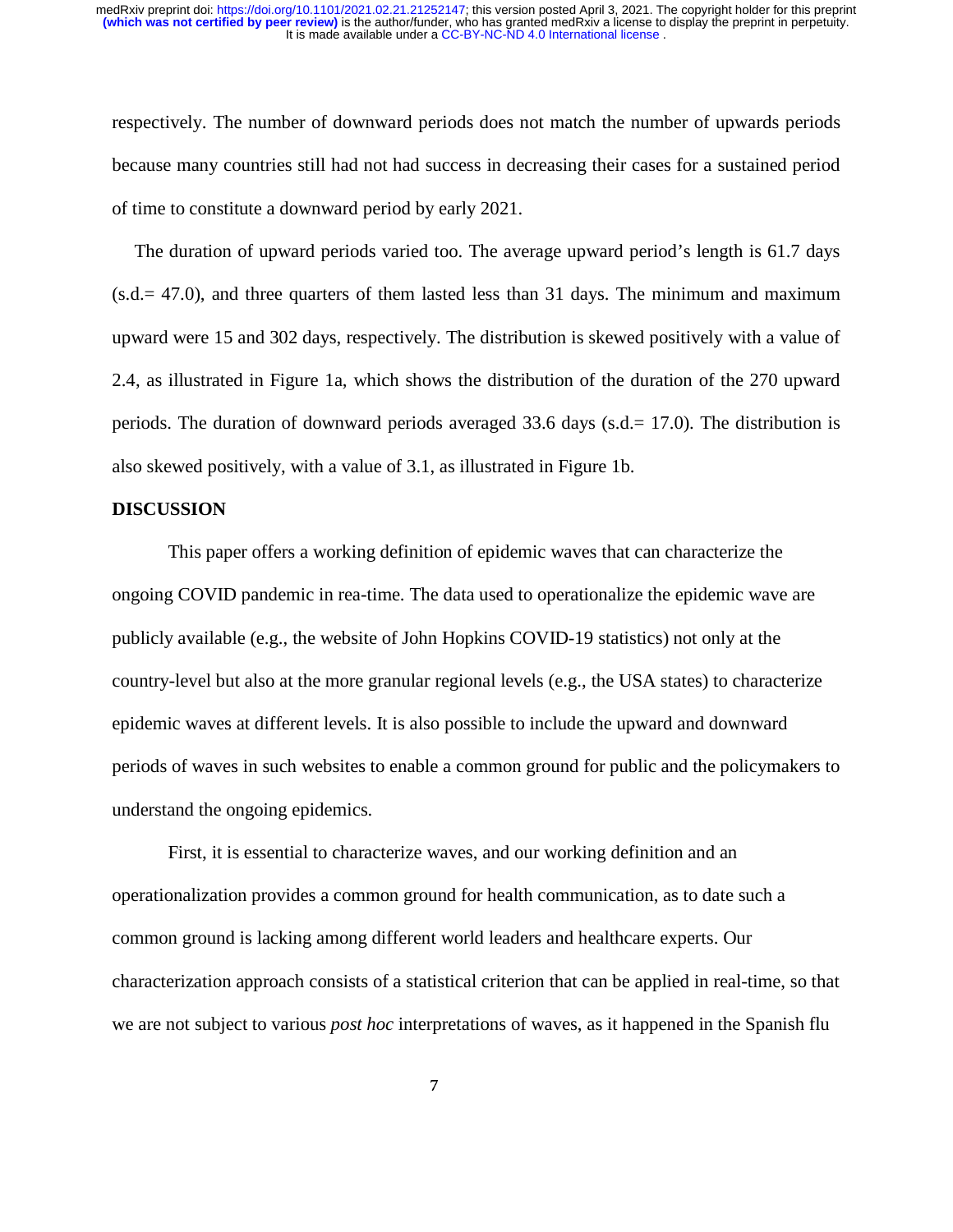respectively. The number of downward periods does not match the number of upwards periods because many countries still had not had success in decreasing their cases for a sustained period of time to constitute a downward period by early 2021.

The duration of upward periods varied too. The average upward period's length is 61.7 days (s.d.= 47.0), and three quarters of them lasted less than 31 days. The minimum and maximum upward were 15 and 302 days, respectively. The distribution is skewed positively with a value of 2.4, as illustrated in Figure 1a, which shows the distribution of the duration of the 270 upward periods. The duration of downward periods averaged 33.6 days (s.d.= 17.0). The distribution is also skewed positively, with a value of 3.1, as illustrated in Figure 1b.

## DISCUSSION

This paper offers a working definition of epidemic waves that can characterize the ongoing COVID pandemic in rea-time. The data used to operationalize the epidemic wave are publicly available (e.g., the website of John Hopkins COVID-19 statistics) not only at the country-level but also at the more granular regional levels (e.g., the USA states) to characterize epidemic waves at different levels. It is also possible to include the upward and downward periods of waves in such websites to enable a common ground for public and the policymakers to understand the ongoing epidemics.

First, it is essential to characterize waves, and our working definition and an operationalization provides a common ground for health communication, as to date such a common ground is lacking among different world leaders and healthcare experts. Our characterization approach consists of a statistical criterion that can be applied in real-time, so that we are not subject to various *post hoc* interpretations of waves, as it happened in the Spanish flu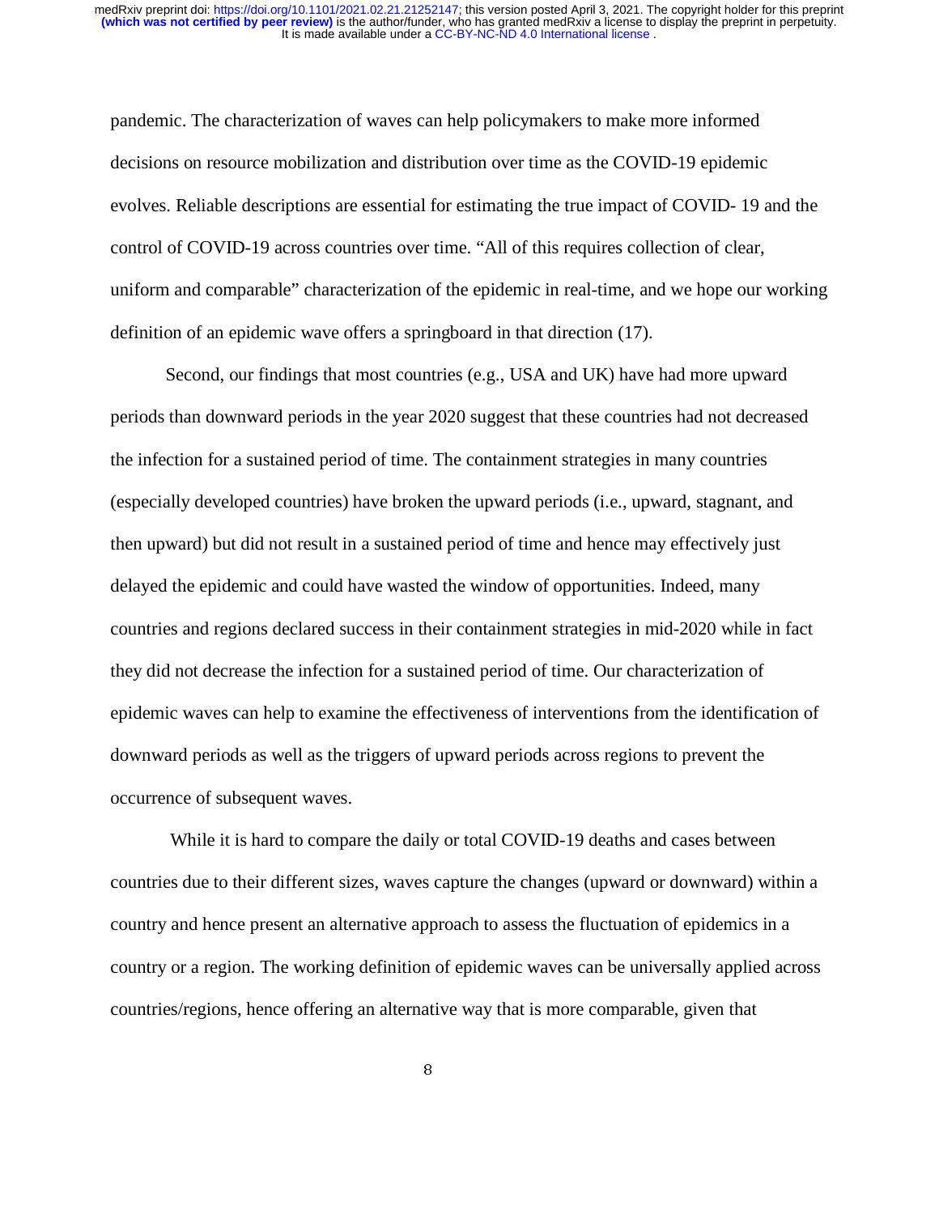pandemic. The characterization of waves can help policymakers to make more informed decisions on resource mobilization and distribution over time as the COVID-19 epidemic evolves. Reliable descriptions are essential for estimating the true impact of COVID- 19 and the control of COVID-19 across countries over time. "All of this requires collection of clear, uniform and comparable" characterization of the epidemic in real-time, and we hope our working definition of an epidemic wave offers a springboard in that direction (17).

Second, our findings that most countries (e.g., USA and UK) have had more upward periods than downward periods in the year 2020 suggest that these countries had not decreased the infection for a sustained period of time. The containment strategies in many countries (especially developed countries) have broken the upward periods (i.e., upward, stagnant, and then upward) but did not result in a sustained period of time and hence may effectively just delayed the epidemic and could have wasted the window of opportunities. Indeed, many countries and regions declared success in their containment strategies in mid-2020 while in fact they did not decrease the infection for a sustained period of time. Our characterization of epidemic waves can help to examine the effectiveness of interventions from the identification of downward periods as well as the triggers of upward periods across regions to prevent the occurrence of subsequent waves.

While it is hard to compare the daily or total COVID-19 deaths and cases between countries due to their different sizes, waves capture the changes (upward or downward) within a country and hence present an alternative approach to assess the fluctuation of epidemics in a country or a region. The working definition of epidemic waves can be universally applied across countries/regions, hence offering an alternative way that is more comparable, given that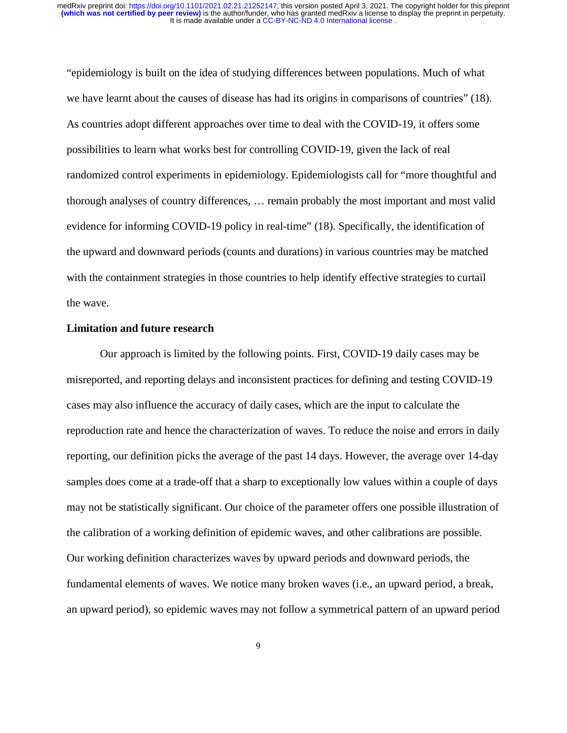"epidemiology is built on the idea of studying differences between populations. Much of what we have learnt about the causes of disease has had its origins in comparisons of countries" (18). As countries adopt different approaches over time to deal with the COVID-19, it offers some possibilities to learn what works best for controlling COVID-19, given the lack of real randomized control experiments in epidemiology. Epidemiologists call for "more thoughtful and thorough analyses of country differences, … remain probably the most important and most valid evidence for informing COVID-19 policy in real-time" (18). Specifically, the identification of the upward and downward periods (counts and durations) in various countries may be matched with the containment strategies in those countries to help identify effective strategies to curtail the wave.

**Limitation and future research**

Our approach is limited by the following points. First, COVID-19 daily cases may be misreported, and reporting delays and inconsistent practices for defining and testing COVID-19 cases may also influence the accuracy of daily cases, which are the input to calculate the reproduction rate and hence the characterization of waves. To reduce the noise and errors in daily reporting, our definition picks the average of the past 14 days. However, the average over 14-day samples does come at a trade-off that a sharp to exceptionally low values within a couple of days may not be statistically significant. Our choice of the parameter offers one possible illustration of the calibration of a working definition of epidemic waves, and other calibrations are possible. Our working definition characterizes waves by upward periods and downward periods, the fundamental elements of waves. We notice many broken waves (i.e., an upward period, a break, an upward period), so epidemic waves may not follow a symmetrical pattern of an upward period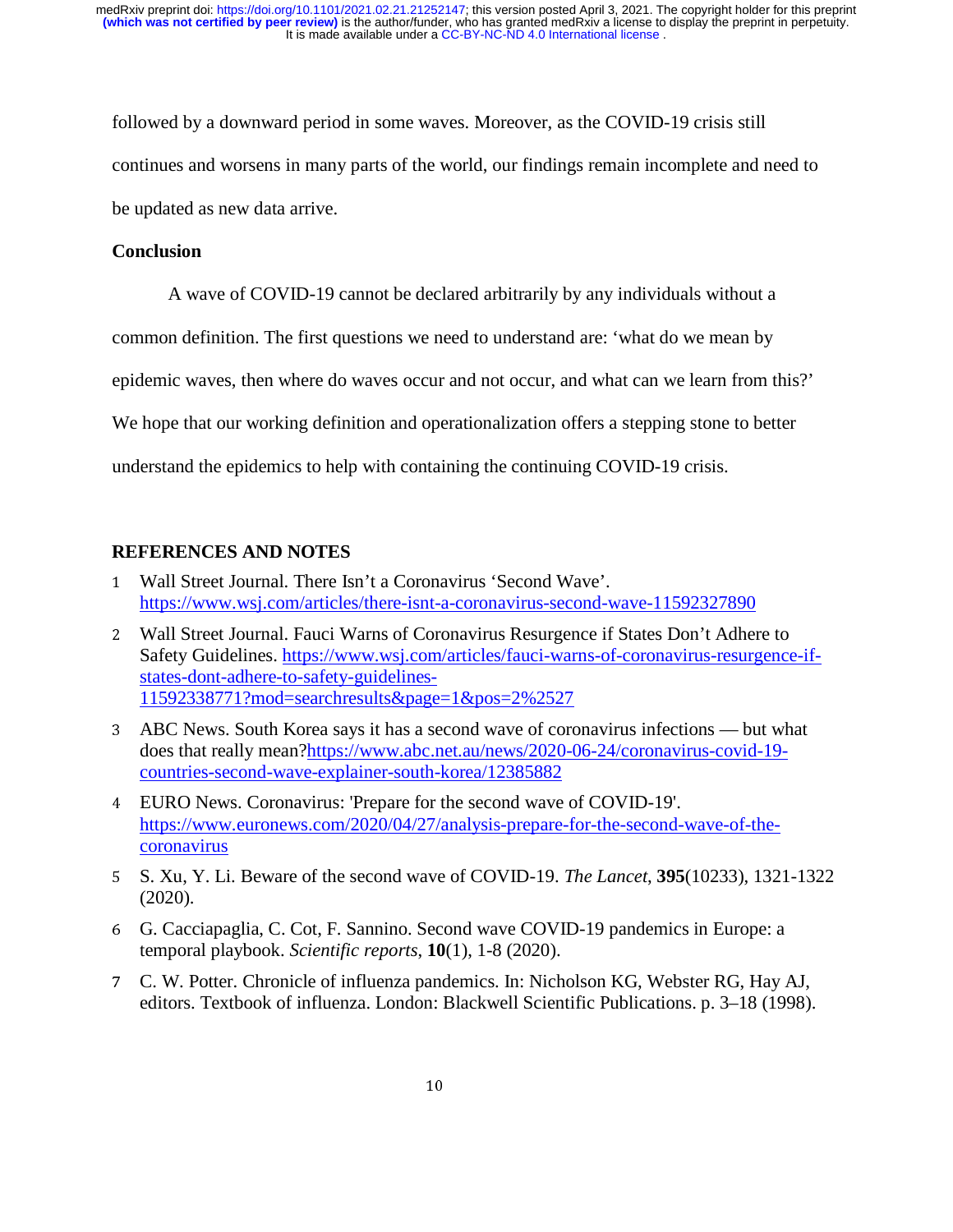followed by a downward period in some waves. Moreover, as the COVID-19 crisis still continues and worsens in many parts of the world, our findings remain incomplete and need to be updated as new data arrive.

## Conclusion

A wave of COVID-19 cannot be declared arbitrarily by any individuals without a common definition. The first questions we need to understand are: 'what do we mean by epidemic waves, then where do waves occur and not occur, and what can we learn from this?' We hope that our working definition and operationalization offers a stepping stone to better understand the epidemics to help with containing the continuing COVID-19 crisis.

## REFERENCES AND NOTES

1. Wall Street Journal. There Isn't a Coronavirus 'Second Wave'. https://www.wsj.com/articles/there-isnt-a-coronavirus-second-wave-11592327890
2. Wall Street Journal. Fauci Warns of Coronavirus Resurgence if States Don't Adhere to Safety Guidelines. https://www.wsj.com/articles/fauci-warns-of-coronavirus-resurgence-if-states-dont-adhere-to-safety-guidelines-11592338771?mod=searchresults&page=1&pos=2%2527
3. ABC News. South Korea says it has a second wave of coronavirus infections — but what does that really mean?https://www.abc.net.au/news/2020-06-24/coronavirus-covid-19-countries-second-wave-explainer-south-korea/12385882
4. EURO News. Coronavirus: 'Prepare for the second wave of COVID-19'. https://www.euronews.com/2020/04/27/analysis-prepare-for-the-second-wave-of-the-coronavirus
5. S. Xu, Y. Li. Beware of the second wave of COVID-19. *The Lancet*, **395**(10233), 1321-1322 (2020).
6. G. Cacciapaglia, C. Cot, F. Sannino. Second wave COVID-19 pandemics in Europe: a temporal playbook. *Scientific reports*, **10**(1), 1-8 (2020).
7. C. W. Potter. Chronicle of influenza pandemics. In: Nicholson KG, Webster RG, Hay AJ, editors. Textbook of influenza. London: Blackwell Scientific Publications. p. 3–18 (1998).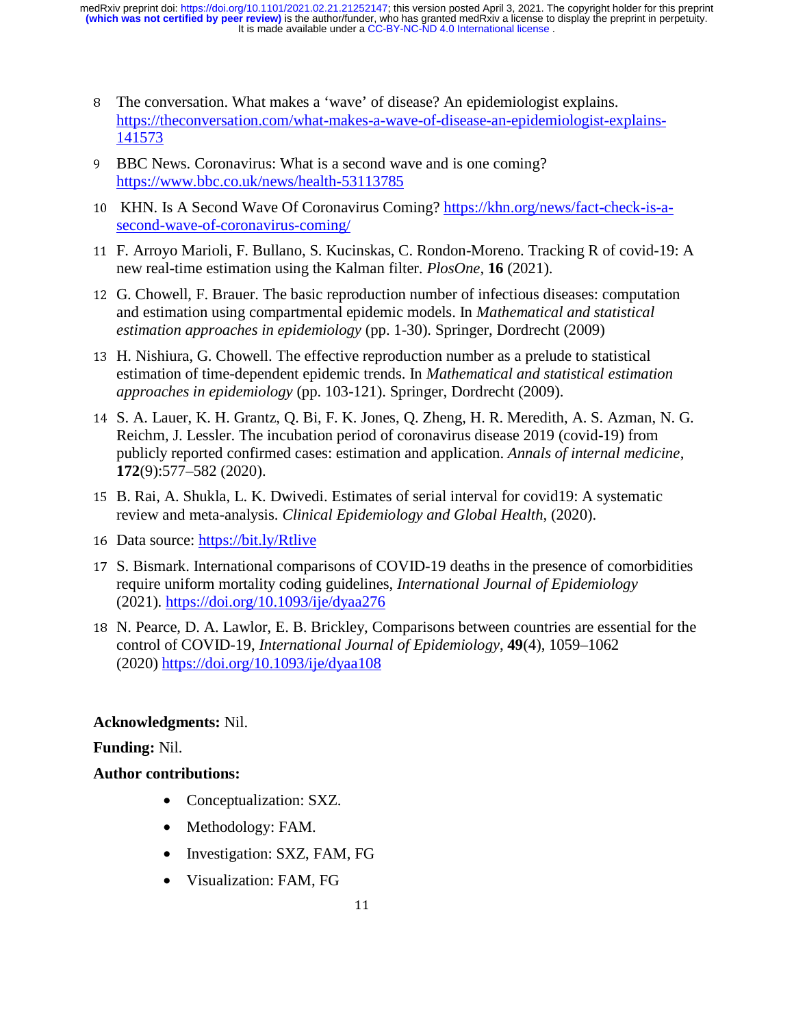8 The conversation. What makes a 'wave' of disease? An epidemiologist explains. https://theconversation.com/what-makes-a-wave-of-disease-an-epidemiologist-explains-141573

9 BBC News. Coronavirus: What is a second wave and is one coming? https://www.bbc.co.uk/news/health-53113785

10 KHN. Is A Second Wave Of Coronavirus Coming? https://khn.org/news/fact-check-is-a-second-wave-of-coronavirus-coming/

11 F. Arroyo Marioli, F. Bullano, S. Kucinskas, C. Rondon-Moreno. Tracking R of covid-19: A new real-time estimation using the Kalman filter. *PlosOne*, **16** (2021).

12 G. Chowell, F. Brauer. The basic reproduction number of infectious diseases: computation and estimation using compartmental epidemic models. In *Mathematical and statistical estimation approaches in epidemiology* (pp. 1-30). Springer, Dordrecht (2009)

13 H. Nishiura, G. Chowell. The effective reproduction number as a prelude to statistical estimation of time-dependent epidemic trends. In *Mathematical and statistical estimation approaches in epidemiology* (pp. 103-121). Springer, Dordrecht (2009).

14 S. A. Lauer, K. H. Grantz, Q. Bi, F. K. Jones, Q. Zheng, H. R. Meredith, A. S. Azman, N. G. Reichm, J. Lessler. The incubation period of coronavirus disease 2019 (covid-19) from publicly reported confirmed cases: estimation and application. *Annals of internal medicine*, **172**(9):577–582 (2020).

15 B. Rai, A. Shukla, L. K. Dwivedi. Estimates of serial interval for covid19: A systematic review and meta-analysis. *Clinical Epidemiology and Global Health*, (2020).

16 Data source: https://bit.ly/Rtlive

17 S. Bismark. International comparisons of COVID-19 deaths in the presence of comorbidities require uniform mortality coding guidelines, *International Journal of Epidemiology* (2021). https://doi.org/10.1093/ije/dyaa276

18 N. Pearce, D. A. Lawlor, E. B. Brickley, Comparisons between countries are essential for the control of COVID-19, *International Journal of Epidemiology*, **49**(4), 1059–1062 (2020) https://doi.org/10.1093/ije/dyaa108

**Acknowledgments:** Nil.

**Funding:** Nil.

**Author contributions:**

- Conceptualization: SXZ.
- Methodology: FAM.
- Investigation: SXZ, FAM, FG
- Visualization: FAM, FG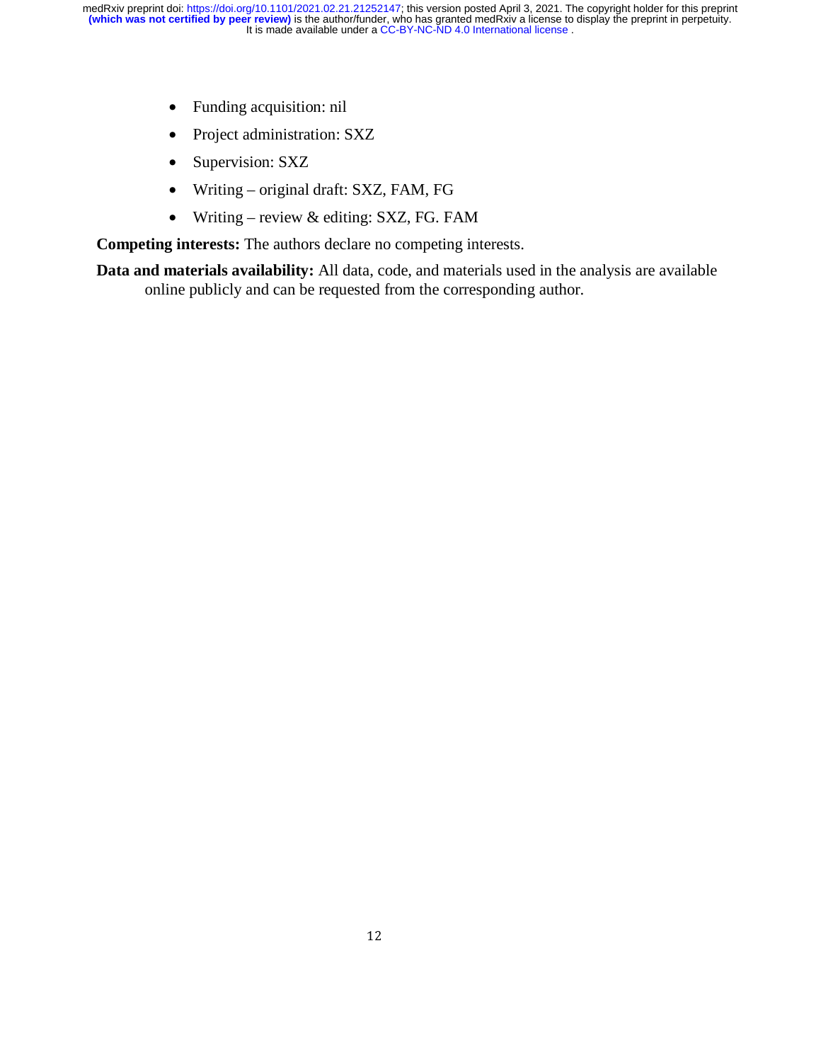- Funding acquisition: nil
- Project administration: SXZ
- Supervision: SXZ
- Writing – original draft: SXZ, FAM, FG
- Writing – review & editing: SXZ, FG. FAM

**Competing interests:** The authors declare no competing interests.

**Data and materials availability:** All data, code, and materials used in the analysis are available online publicly and can be requested from the corresponding author.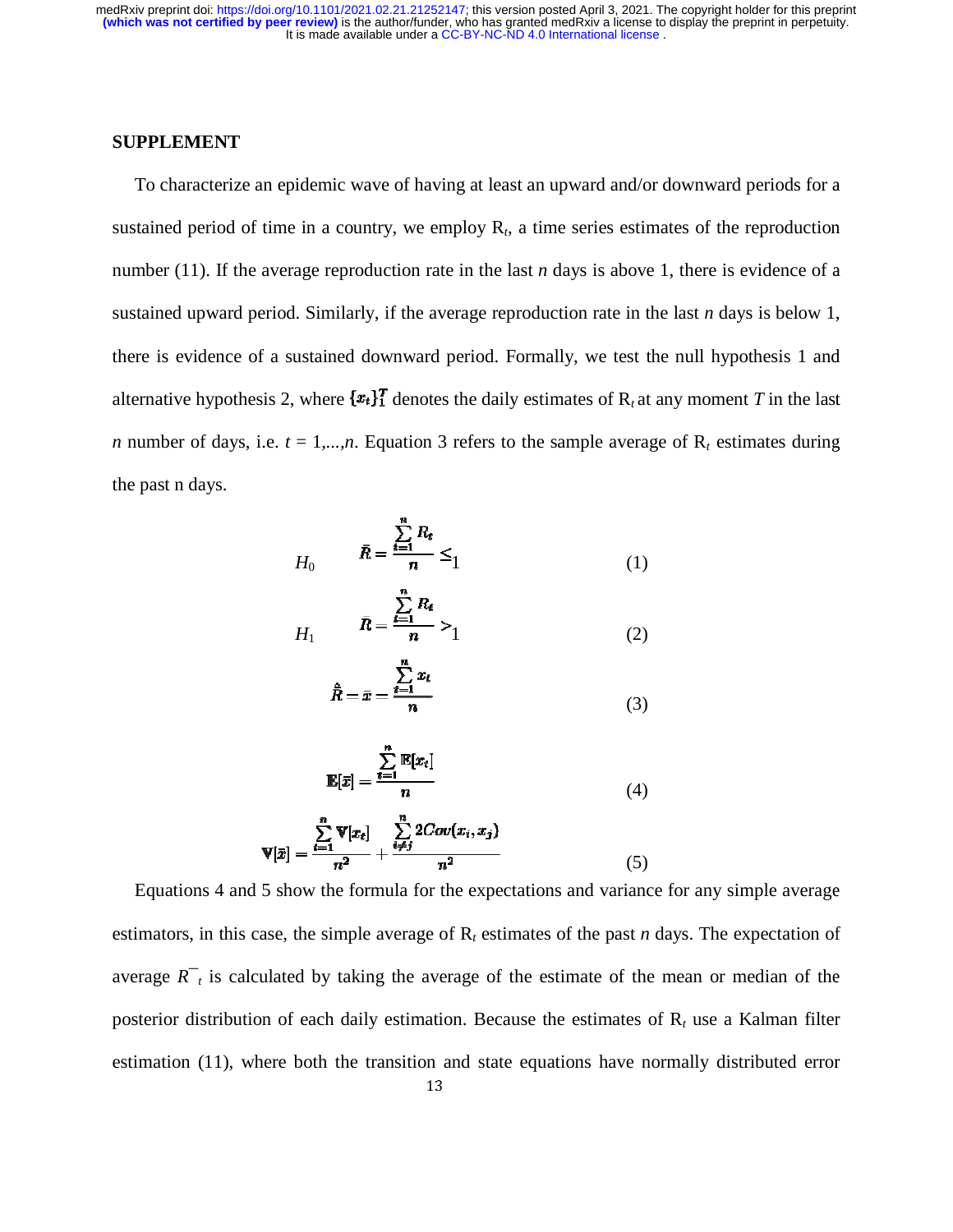## SUPPLEMENT

To characterize an epidemic wave of having at least an upward and/or downward periods for a sustained period of time in a country, we employ $R_t$, a time series estimates of the reproduction number (11). If the average reproduction rate in the last *n* days is above 1, there is evidence of a sustained upward period. Similarly, if the average reproduction rate in the last *n* days is below 1, there is evidence of a sustained downward period. Formally, we test the null hypothesis 1 and alternative hypothesis 2, where $\{x_t\}_1^T$ denotes the daily estimates of $R_t$ at any moment *T* in the last *n* number of days, i.e. $t = 1,...,n$. Equation 3 refers to the sample average of $R_t$ estimates during the past n days.

$$H_0 \qquad \bar{R} = \frac{\sum_{t=1}^{n} R_t}{n} \leq 1 \tag{1}$$

$$H_1 \qquad \bar{R} = \frac{\sum_{t=1}^{n} R_t}{n} > 1 \tag{2}$$

$$\hat{\bar{R}} = \bar{x} = \frac{\sum_{t=1}^{n} x_t}{n} \tag{3}$$

$$\mathbb{E}[\bar{x}] = \frac{\sum_{t=1}^{n} \mathbb{E}[x_t]}{n} \tag{4}$$

$$\mathbb{V}[\bar{x}] = \frac{\sum_{t=1}^{n} \mathbb{V}[x_t]}{n^2} + \frac{\sum_{i \neq j}^{n} 2Cov(x_i, x_j)}{n^2} \tag{5}$$

Equations 4 and 5 show the formula for the expectations and variance for any simple average estimators, in this case, the simple average of $R_t$ estimates of the past *n* days. The expectation of average $\bar{R}_t$ is calculated by taking the average of the estimate of the mean or median of the posterior distribution of each daily estimation. Because the estimates of $R_t$ use a Kalman filter estimation (11), where both the transition and state equations have normally distributed error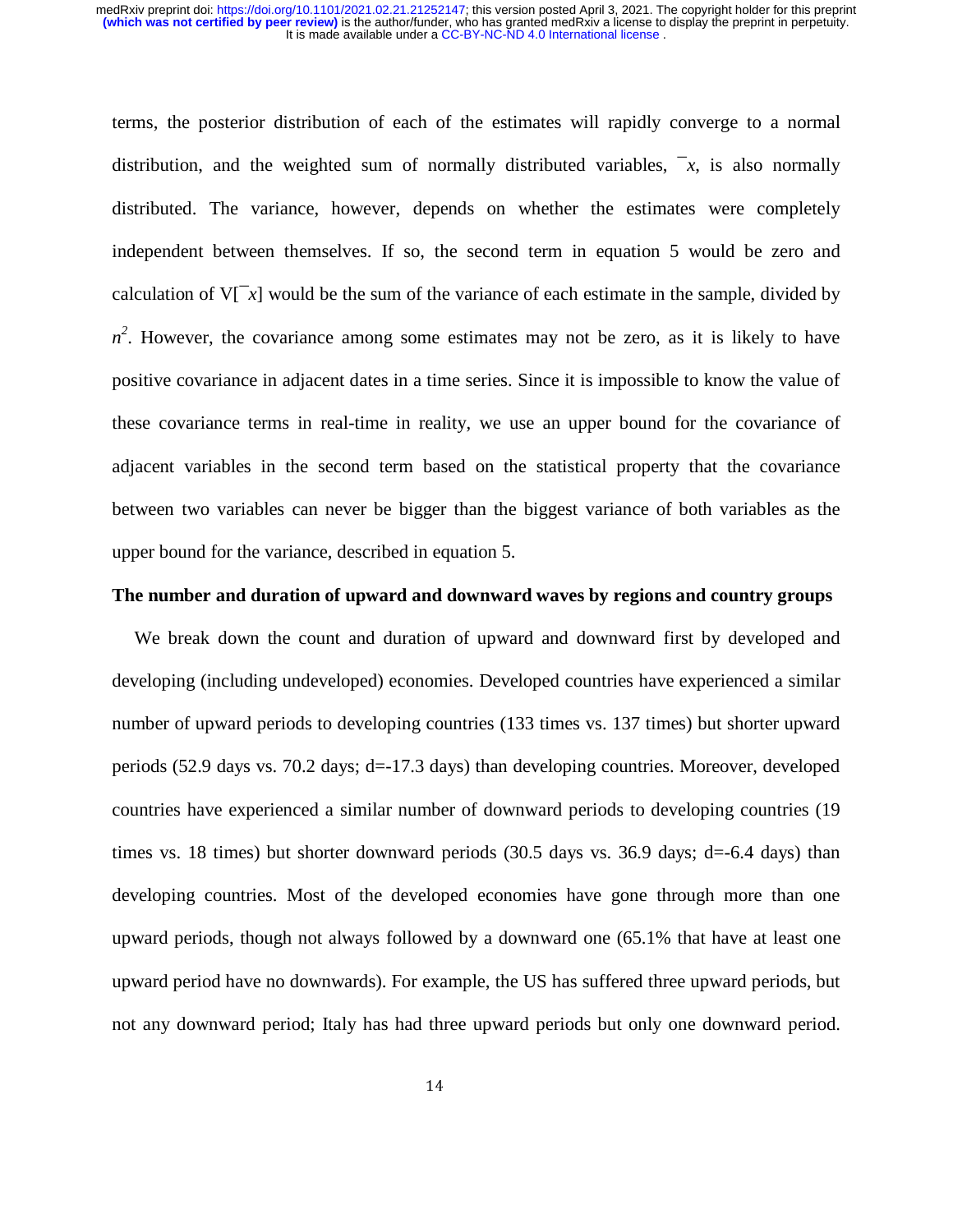terms, the posterior distribution of each of the estimates will rapidly converge to a normal distribution, and the weighted sum of normally distributed variables, $\bar{x}$, is also normally distributed. The variance, however, depends on whether the estimates were completely independent between themselves. If so, the second term in equation 5 would be zero and calculation of $V[\bar{x}]$ would be the sum of the variance of each estimate in the sample, divided by $n^2$. However, the covariance among some estimates may not be zero, as it is likely to have positive covariance in adjacent dates in a time series. Since it is impossible to know the value of these covariance terms in real-time in reality, we use an upper bound for the covariance of adjacent variables in the second term based on the statistical property that the covariance between two variables can never be bigger than the biggest variance of both variables as the upper bound for the variance, described in equation 5.

**The number and duration of upward and downward waves by regions and country groups**

We break down the count and duration of upward and downward first by developed and developing (including undeveloped) economies. Developed countries have experienced a similar number of upward periods to developing countries (133 times vs. 137 times) but shorter upward periods (52.9 days vs. 70.2 days; d=-17.3 days) than developing countries. Moreover, developed countries have experienced a similar number of downward periods to developing countries (19 times vs. 18 times) but shorter downward periods (30.5 days vs. 36.9 days; d=-6.4 days) than developing countries. Most of the developed economies have gone through more than one upward periods, though not always followed by a downward one (65.1% that have at least one upward period have no downwards). For example, the US has suffered three upward periods, but not any downward period; Italy has had three upward periods but only one downward period.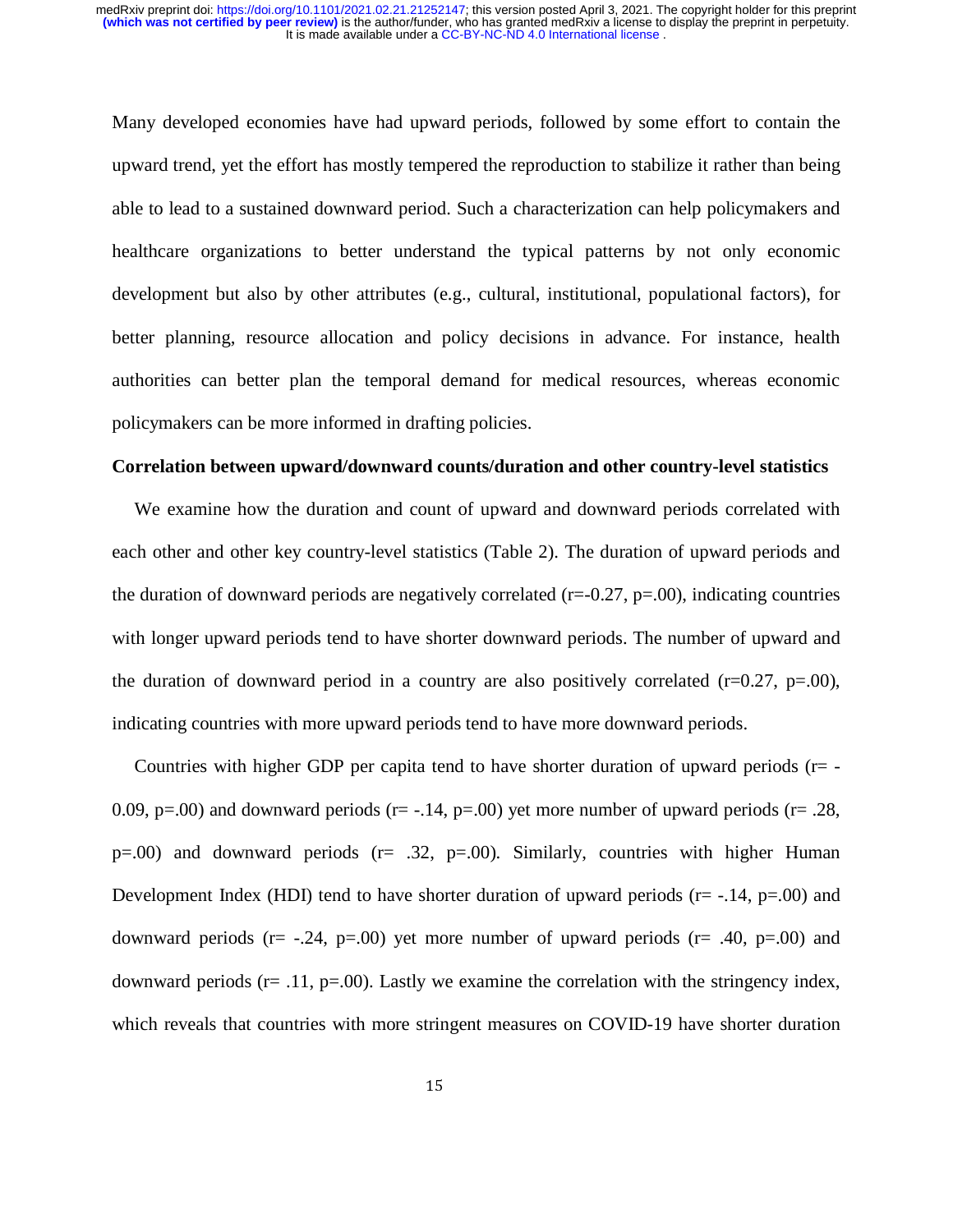Many developed economies have had upward periods, followed by some effort to contain the upward trend, yet the effort has mostly tempered the reproduction to stabilize it rather than being able to lead to a sustained downward period. Such a characterization can help policymakers and healthcare organizations to better understand the typical patterns by not only economic development but also by other attributes (e.g., cultural, institutional, populational factors), for better planning, resource allocation and policy decisions in advance. For instance, health authorities can better plan the temporal demand for medical resources, whereas economic policymakers can be more informed in drafting policies.

**Correlation between upward/downward counts/duration and other country-level statistics**

We examine how the duration and count of upward and downward periods correlated with each other and other key country-level statistics (Table 2). The duration of upward periods and the duration of downward periods are negatively correlated (r=-0.27, p=.00), indicating countries with longer upward periods tend to have shorter downward periods. The number of upward and the duration of downward period in a country are also positively correlated (r=0.27, p=.00), indicating countries with more upward periods tend to have more downward periods.

Countries with higher GDP per capita tend to have shorter duration of upward periods (r= -0.09, p=.00) and downward periods (r= -.14, p=.00) yet more number of upward periods (r= .28, p=.00) and downward periods (r= .32, p=.00). Similarly, countries with higher Human Development Index (HDI) tend to have shorter duration of upward periods (r= -.14, p=.00) and downward periods (r= -.24, p=.00) yet more number of upward periods (r= .40, p=.00) and downward periods (r= .11, p=.00). Lastly we examine the correlation with the stringency index, which reveals that countries with more stringent measures on COVID-19 have shorter duration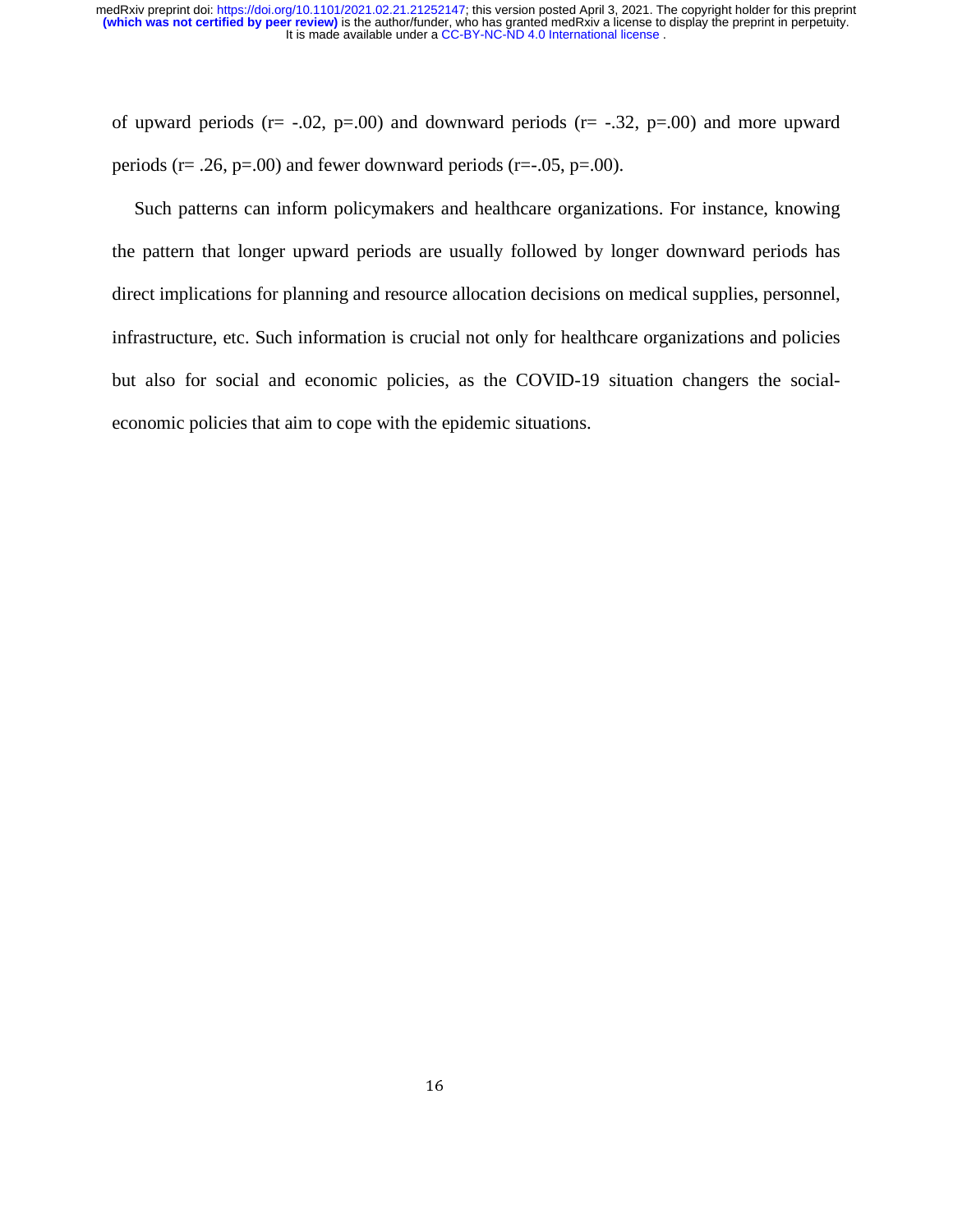of upward periods ($r= -.02$, $p=.00$) and downward periods ($r= -.32$, $p=.00$) and more upward periods ($r= .26$, $p=.00$) and fewer downward periods ($r=-.05$, $p=.00$).

Such patterns can inform policymakers and healthcare organizations. For instance, knowing the pattern that longer upward periods are usually followed by longer downward periods has direct implications for planning and resource allocation decisions on medical supplies, personnel, infrastructure, etc. Such information is crucial not only for healthcare organizations and policies but also for social and economic policies, as the COVID-19 situation changers the social-economic policies that aim to cope with the epidemic situations.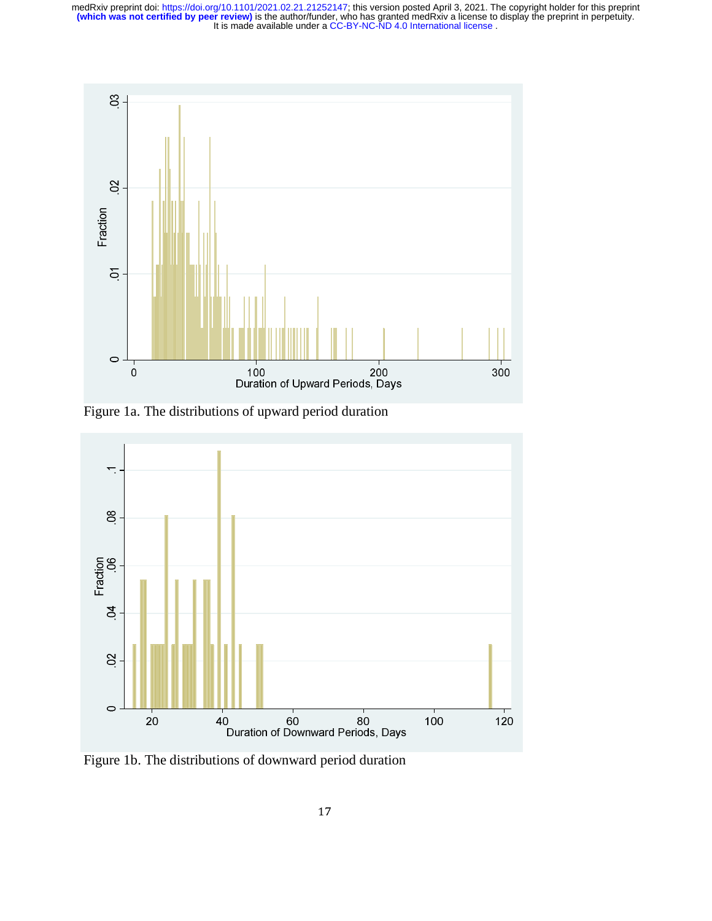Figure 1a. The distributions of upward period duration

Figure 1b. The distributions of downward period duration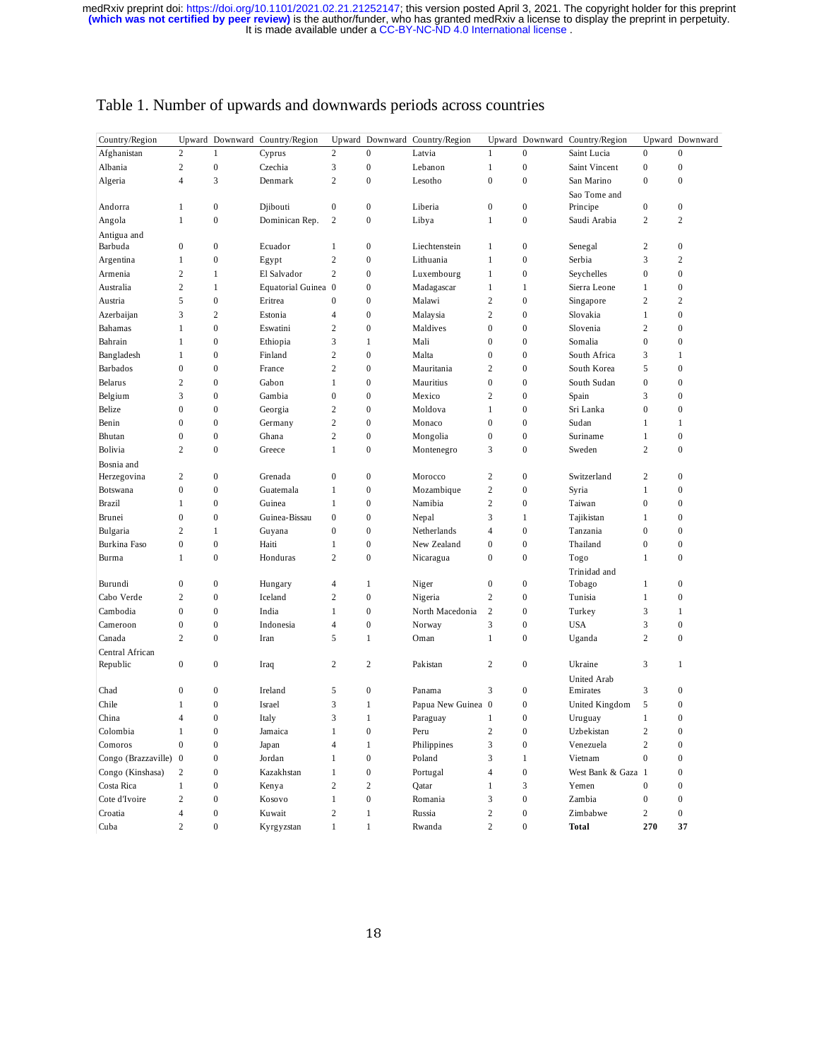Table 1. Number of upwards and downwards periods across countries

| Country/Region | Upward | Downward | Country/Region | Upward | Downward | Country/Region | Upward | Downward | Country/Region | Upward | Downward |
|---|---|---|---|---|---|---|---|---|---|---|---|
| Afghanistan | 2 | 1 | Cyprus | 2 | 0 | Latvia | 1 | 0 | Saint Lucia | 0 | 0 |
| Albania | 2 | 0 | Czechia | 3 | 0 | Lebanon | 1 | 0 | Saint Vincent | 0 | 0 |
| Algeria | 4 | 3 | Denmark | 2 | 0 | Lesotho | 0 | 0 | San Marino | 0 | 0 |
| Andorra | 1 | 0 | Djibouti | 0 | 0 | Liberia | 0 | 0 | Sao Tome and Principe | 0 | 0 |
| Angola | 1 | 0 | Dominican Rep. | 2 | 0 | Libya | 1 | 0 | Saudi Arabia | 2 | 2 |
| Antigua and Barbuda | 0 | 0 | Ecuador | 1 | 0 | Liechtenstein | 1 | 0 | Senegal | 2 | 0 |
| Argentina | 1 | 0 | Egypt | 2 | 0 | Lithuania | 1 | 0 | Serbia | 3 | 2 |
| Armenia | 2 | 1 | El Salvador | 2 | 0 | Luxembourg | 1 | 0 | Seychelles | 0 | 0 |
| Australia | 2 | 1 | Equatorial Guinea | 0 | 0 | Madagascar | 1 | 1 | Sierra Leone | 1 | 0 |
| Austria | 5 | 0 | Eritrea | 0 | 0 | Malawi | 2 | 0 | Singapore | 2 | 2 |
| Azerbaijan | 3 | 2 | Estonia | 4 | 0 | Malaysia | 2 | 0 | Slovakia | 1 | 0 |
| Bahamas | 1 | 0 | Eswatini | 2 | 0 | Maldives | 0 | 0 | Slovenia | 2 | 0 |
| Bahrain | 1 | 0 | Ethiopia | 3 | 1 | Mali | 0 | 0 | Somalia | 0 | 0 |
| Bangladesh | 1 | 0 | Finland | 2 | 0 | Malta | 0 | 0 | South Africa | 3 | 1 |
| Barbados | 0 | 0 | France | 2 | 0 | Mauritania | 2 | 0 | South Korea | 5 | 0 |
| Belarus | 2 | 0 | Gabon | 1 | 0 | Mauritius | 0 | 0 | South Sudan | 0 | 0 |
| Belgium | 3 | 0 | Gambia | 0 | 0 | Mexico | 2 | 0 | Spain | 3 | 0 |
| Belize | 0 | 0 | Georgia | 2 | 0 | Moldova | 1 | 0 | Sri Lanka | 0 | 0 |
| Benin | 0 | 0 | Germany | 2 | 0 | Monaco | 0 | 0 | Sudan | 1 | 1 |
| Bhutan | 0 | 0 | Ghana | 2 | 0 | Mongolia | 0 | 0 | Suriname | 1 | 0 |
| Bolivia | 2 | 0 | Greece | 1 | 0 | Montenegro | 3 | 0 | Sweden | 2 | 0 |
| Bosnia and Herzegovina | 2 | 0 | Grenada | 0 | 0 | Morocco | 2 | 0 | Switzerland | 2 | 0 |
| Botswana | 0 | 0 | Guatemala | 1 | 0 | Mozambique | 2 | 0 | Syria | 1 | 0 |
| Brazil | 1 | 0 | Guinea | 1 | 0 | Namibia | 2 | 0 | Taiwan | 0 | 0 |
| Brunei | 0 | 0 | Guinea-Bissau | 0 | 0 | Nepal | 3 | 1 | Tajikistan | 1 | 0 |
| Bulgaria | 2 | 1 | Guyana | 0 | 0 | Netherlands | 4 | 0 | Tanzania | 0 | 0 |
| Burkina Faso | 0 | 0 | Haiti | 1 | 0 | New Zealand | 0 | 0 | Thailand | 0 | 0 |
| Burma | 1 | 0 | Honduras | 2 | 0 | Nicaragua | 0 | 0 | Togo | 1 | 0 |
| Burundi | 0 | 0 | Hungary | 4 | 1 | Niger | 0 | 0 | Trinidad and Tobago | 1 | 0 |
| Cabo Verde | 2 | 0 | Iceland | 2 | 0 | Nigeria | 2 | 0 | Tunisia | 1 | 0 |
| Cambodia | 0 | 0 | India | 1 | 0 | North Macedonia | 2 | 0 | Turkey | 3 | 1 |
| Cameroon | 0 | 0 | Indonesia | 4 | 0 | Norway | 3 | 0 | USA | 3 | 0 |
| Canada | 2 | 0 | Iran | 5 | 1 | Oman | 1 | 0 | Uganda | 2 | 0 |
| Central African Republic | 0 | 0 | Iraq | 2 | 2 | Pakistan | 2 | 0 | Ukraine | 3 | 1 |
| Chad | 0 | 0 | Ireland | 5 | 0 | Panama | 3 | 0 | United Arab Emirates | 3 | 0 |
| Chile | 1 | 0 | Israel | 3 | 1 | Papua New Guinea | 0 | 0 | United Kingdom | 5 | 0 |
| China | 4 | 0 | Italy | 3 | 1 | Paraguay | 1 | 0 | Uruguay | 1 | 0 |
| Colombia | 1 | 0 | Jamaica | 1 | 0 | Peru | 2 | 0 | Uzbekistan | 2 | 0 |
| Comoros | 0 | 0 | Japan | 4 | 1 | Philippines | 3 | 0 | Venezuela | 2 | 0 |
| Congo (Brazzaville) | 0 | 0 | Jordan | 1 | 0 | Poland | 3 | 1 | Vietnam | 0 | 0 |
| Congo (Kinshasa) | 2 | 0 | Kazakhstan | 1 | 0 | Portugal | 4 | 0 | West Bank & Gaza | 1 | 0 |
| Costa Rica | 1 | 0 | Kenya | 2 | 2 | Qatar | 1 | 3 | Yemen | 0 | 0 |
| Cote d'Ivoire | 2 | 0 | Kosovo | 1 | 0 | Romania | 3 | 0 | Zambia | 0 | 0 |
| Croatia | 4 | 0 | Kuwait | 2 | 1 | Russia | 2 | 0 | Zimbabwe | 2 | 0 |
| Cuba | 2 | 0 | Kyrgyzstan | 1 | 1 | Rwanda | 2 | 0 | **Total** | **270** | **37** |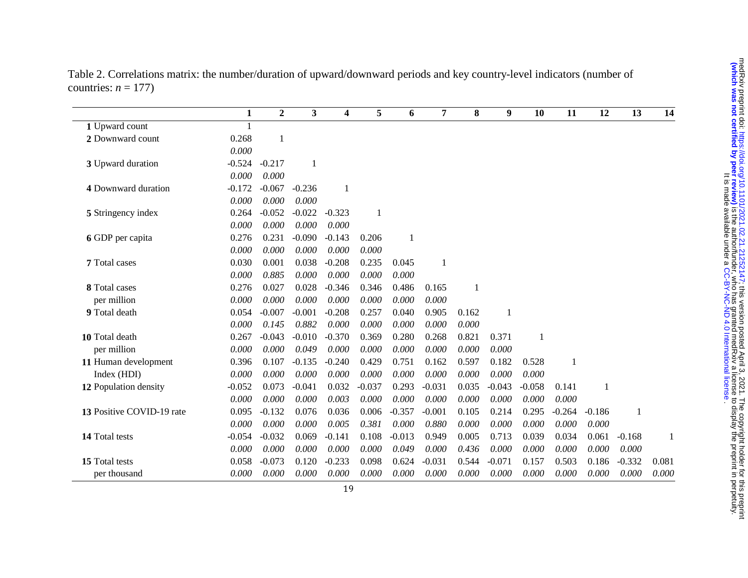Table 2. Correlations matrix: the number/duration of upward/downward periods and key country-level indicators (number of countries: $n$ = 177)

| | 1 | 2 | 3 | 4 | 5 | 6 | 7 | 8 | 9 | 10 | 11 | 12 | 13 | 14 |
|---|---|---|---|---|---|---|---|---|---|---|---|---|---|---|
| **1** Upward count | 1 | | | | | | | | | | | | | |
| **2** Downward count | 0.268 | 1 | | | | | | | | | | | | |
| | *0.000* | | | | | | | | | | | | | |
| **3** Upward duration | -0.524 | -0.217 | 1 | | | | | | | | | | | |
| | *0.000* | *0.000* | | | | | | | | | | | | |
| **4** Downward duration | -0.172 | -0.067 | -0.236 | 1 | | | | | | | | | | |
| | *0.000* | *0.000* | *0.000* | | | | | | | | | | | |
| **5** Stringency index | 0.264 | -0.052 | -0.022 | -0.323 | 1 | | | | | | | | | |
| | *0.000* | *0.000* | *0.000* | *0.000* | | | | | | | | | | |
| **6** GDP per capita | 0.276 | 0.231 | -0.090 | -0.143 | 0.206 | 1 | | | | | | | | |
| | *0.000* | *0.000* | *0.000* | *0.000* | *0.000* | | | | | | | | | |
| **7** Total cases | 0.030 | 0.001 | 0.038 | -0.208 | 0.235 | 0.045 | 1 | | | | | | | |
| | *0.000* | *0.885* | *0.000* | *0.000* | *0.000* | *0.000* | | | | | | | | |
| **8** Total cases per million | 0.276 | 0.027 | 0.028 | -0.346 | 0.346 | 0.486 | 0.165 | 1 | | | | | | |
| | *0.000* | *0.000* | *0.000* | *0.000* | *0.000* | *0.000* | *0.000* | | | | | | | |
| **9** Total death | 0.054 | -0.007 | -0.001 | -0.208 | 0.257 | 0.040 | 0.905 | 0.162 | 1 | | | | | |
| | *0.000* | *0.145* | *0.882* | *0.000* | *0.000* | *0.000* | *0.000* | *0.000* | | | | | | |
| **10** Total death per million | 0.267 | -0.043 | -0.010 | -0.370 | 0.369 | 0.280 | 0.268 | 0.821 | 0.371 | 1 | | | | |
| | *0.000* | *0.000* | *0.049* | *0.000* | *0.000* | *0.000* | *0.000* | *0.000* | *0.000* | | | | | |
| **11** Human development Index (HDI) | 0.396 | 0.107 | -0.135 | -0.240 | 0.429 | 0.751 | 0.162 | 0.597 | 0.182 | 0.528 | 1 | | | |
| | *0.000* | *0.000* | *0.000* | *0.000* | *0.000* | *0.000* | *0.000* | *0.000* | *0.000* | *0.000* | | | | |
| **12** Population density | -0.052 | 0.073 | -0.041 | 0.032 | -0.037 | 0.293 | -0.031 | 0.035 | -0.043 | -0.058 | 0.141 | 1 | | |
| | *0.000* | *0.000* | *0.000* | *0.003* | *0.000* | *0.000* | *0.000* | *0.000* | *0.000* | *0.000* | *0.000* | | | |
| **13** Positive COVID-19 rate | 0.095 | -0.132 | 0.076 | 0.036 | 0.006 | -0.357 | -0.001 | 0.105 | 0.214 | 0.295 | -0.264 | -0.186 | 1 | |
| | *0.000* | *0.000* | *0.000* | *0.005* | *0.381* | *0.000* | *0.880* | *0.000* | *0.000* | *0.000* | *0.000* | *0.000* | | |
| **14** Total tests | -0.054 | -0.032 | 0.069 | -0.141 | 0.108 | -0.013 | 0.949 | 0.005 | 0.713 | 0.039 | 0.034 | 0.061 | -0.168 | 1 |
| | *0.000* | *0.000* | *0.000* | *0.000* | *0.000* | *0.049* | *0.000* | *0.436* | *0.000* | *0.000* | *0.000* | *0.000* | *0.000* | |
| **15** Total tests per thousand | 0.058 | -0.073 | 0.120 | -0.233 | 0.098 | 0.624 | -0.031 | 0.544 | -0.071 | 0.157 | 0.503 | 0.186 | -0.332 | 0.081 |
| | *0.000* | *0.000* | *0.000* | *0.000* | *0.000* | *0.000* | *0.000* | *0.000* | *0.000* | *0.000* | *0.000* | *0.000* | *0.000* | *0.000* |